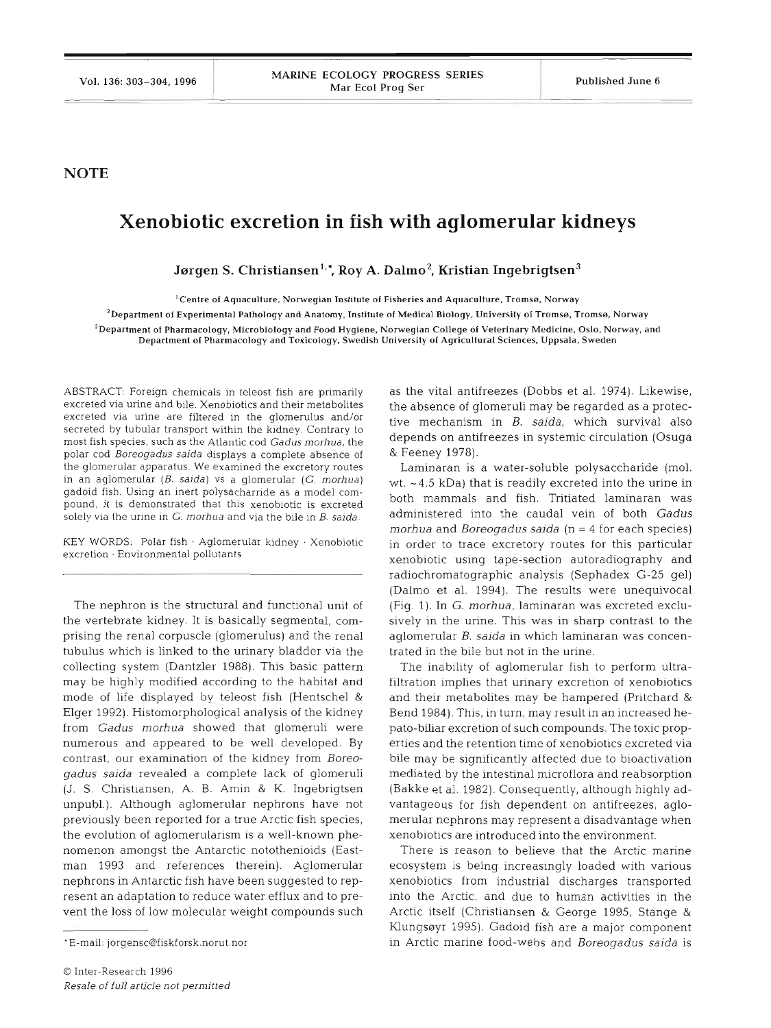**NOTE**

# Xenobiotic excretion in fish with aglomerular kidneys

**Jørgen S. Christiansen[1,*], Roy A. Dalmo[2], Kristian Ingebrigtsen[3]**

[1]Centre of Aquaculture, Norwegian Institute of Fisheries and Aquaculture, Tromsø, Norway

[2]Department of Experimental Pathology and Anatomy, Institute of Medical Biology, University of Tromsø, Tromsø, Norway

[3]Department of Pharmacology, Microbiology and Food Hygiene, Norwegian College of Veterinary Medicine, Oslo, Norway, and Department of Pharmacology and Toxicology, Swedish University of Agricultural Sciences, Uppsala, Sweden

ABSTRACT: Foreign chemicals in teleost fish are primarily excreted via urine and bile. Xenobiotics and their metabolites excreted via urine are filtered in the glomerulus and/or secreted by tubular transport within the kidney. Contrary to most fish species, such as the Atlantic cod *Gadus morhua*, the polar cod *Boreogadus saida* displays a complete absence of the glomerular apparatus. We examined the excretory routes in an aglomerular (*B. saida*) vs a glomerular (*G. morhua*) gadoid fish. Using an inert polysacharride as a model compound, it is demonstrated that this xenobiotic is excreted solely via the urine in *G. morhua* and via the bile in *B. saida*.

KEY WORDS: Polar fish · Aglomerular kidney · Xenobiotic excretion · Environmental pollutants

The nephron is the structural and functional unit of the vertebrate kidney. It is basically segmental, comprising the renal corpuscle (glomerulus) and the renal tubulus which is linked to the urinary bladder via the collecting system (Dantzler 1988). This basic pattern may be highly modified according to the habitat and mode of life displayed by teleost fish (Hentschel & Elger 1992). Histomorphological analysis of the kidney from *Gadus morhua* showed that glomeruli were numerous and appeared to be well developed. By contrast, our examination of the kidney from *Boreogadus saida* revealed a complete lack of glomeruli (J. S. Christiansen, A. B. Amin & K. Ingebrigtsen unpubl.). Although aglomerular nephrons have not previously been reported for a true Arctic fish species, the evolution of aglomerularism is a well-known phenomenon amongst the Antarctic notothenioids (Eastman 1993 and references therein). Aglomerular nephrons in Antarctic fish have been suggested to represent an adaptation to reduce water efflux and to prevent the loss of low molecular weight compounds such as the vital antifreezes (Dobbs et al. 1974). Likewise, the absence of glomeruli may be regarded as a protective mechanism in *B. saida*, which survival also depends on antifreezes in systemic circulation (Osuga & Feeney 1978).

Laminaran is a water-soluble polysaccharide (mol. wt. ~4.5 kDa) that is readily excreted into the urine in both mammals and fish. Tritiated laminaran was administered into the caudal vein of both *Gadus morhua* and *Boreogadus saida* (n = 4 for each species) in order to trace excretory routes for this particular xenobiotic using tape-section autoradiography and radiochromatographic analysis (Sephadex G-25 gel) (Dalmo et al. 1994). The results were unequivocal (Fig. 1). In *G. morhua*, laminaran was excreted exclusively in the urine. This was in sharp contrast to the aglomerular *B. saida* in which laminaran was concentrated in the bile but not in the urine.

The inability of aglomerular fish to perform ultrafiltration implies that urinary excretion of xenobiotics and their metabolites may be hampered (Pritchard & Bend 1984). This, in turn, may result in an increased hepato-biliar excretion of such compounds. The toxic properties and the retention time of xenobiotics excreted via bile may be significantly affected due to bioactivation mediated by the intestinal microflora and reabsorption (Bakke et al. 1982). Consequently, although highly advantageous for fish dependent on antifreezes, aglomerular nephrons may represent a disadvantage when xenobiotics are introduced into the environment.

There is reason to believe that the Arctic marine ecosystem is being increasingly loaded with various xenobiotics from industrial discharges transported into the Arctic, and due to human activities in the Arctic itself (Christiansen & George 1995, Stange & Klungsøyr 1995). Gadoid fish are a major component in Arctic marine food-webs and *Boreogadus saida* is

*E-mail: jorgensc@fiskforsk.norut.nor

© Inter-Research 1996
*Resale of full article not permitted*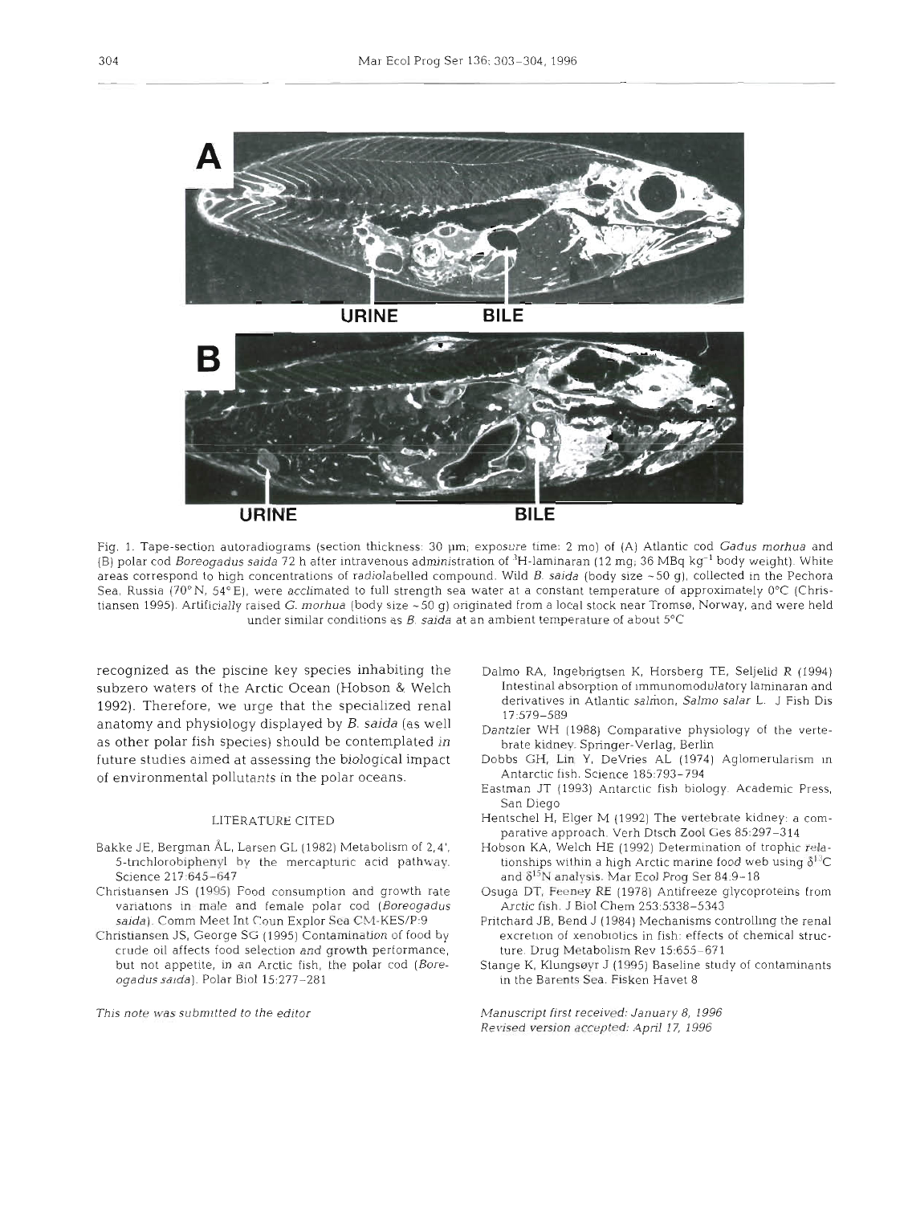URINE BILE

URINE BILE

Fig. 1. Tape-section autoradiograms (section thickness: 30 µm; exposure time: 2 mo) of (A) Atlantic cod *Gadus morhua* and (B) polar cod *Boreogadus saida* 72 h after intravenous administration of $^{3}$H-laminaran (12 mg; 36 MBq kg$^{-1}$ body weight). White areas correspond to high concentrations of radiolabelled compound. Wild *B. saida* (body size ~50 g), collected in the Pechora Sea, Russia (70° N, 54° E), were acclimated to full strength sea water at a constant temperature of approximately 0°C (Christiansen 1995). Artificially raised *G. morhua* (body size ~50 g) originated from a local stock near Tromsø, Norway, and were held under similar conditions as *B. saida* at an ambient temperature of about 5°C

recognized as the piscine key species inhabiting the subzero waters of the Arctic Ocean (Hobson & Welch 1992). Therefore, we urge that the specialized renal anatomy and physiology displayed by *B. saida* (as well as other polar fish species) should be contemplated in future studies aimed at assessing the biological impact of environmental pollutants in the polar oceans.

## LITERATURE CITED

Bakke JE, Bergman ÅL, Larsen GL (1982) Metabolism of 2,4',5-trichlorobiphenyl by the mercapturic acid pathway. Science 217:645–647

Christiansen JS (1995) Food consumption and growth rate variations in male and female polar cod (*Boreogadus saida*). Comm Meet Int Coun Explor Sea CM-KES/P:9

Christiansen JS, George SG (1995) Contamination of food by crude oil affects food selection and growth performance, but not appetite, in an Arctic fish, the polar cod (*Boreogadus saida*). Polar Biol 15:277–281

Dalmo RA, Ingebrigtsen K, Horsberg TE, Seljelid R (1994) Intestinal absorption of immunomodulatory laminaran and derivatives in Atlantic salmon, *Salmo salar* L. J Fish Dis 17:579–589

Dantzler WH (1988) Comparative physiology of the vertebrate kidney. Springer-Verlag, Berlin

Dobbs GH, Lin Y, DeVries AL (1974) Aglomerularism in Antarctic fish. Science 185:793–794

Eastman JT (1993) Antarctic fish biology. Academic Press, San Diego

Hentschel H, Elger M (1992) The vertebrate kidney: a comparative approach. Verh Dtsch Zool Ges 85:297–314

Hobson KA, Welch HE (1992) Determination of trophic relationships within a high Arctic marine food web using $\delta^{13}$C and $\delta^{15}$N analysis. Mar Ecol Prog Ser 84:9–18

Osuga DT, Feeney RE (1978) Antifreeze glycoproteins from Arctic fish. J Biol Chem 253:5338–5343

Pritchard JB, Bend J (1984) Mechanisms controlling the renal excretion of xenobiotics in fish: effects of chemical structure. Drug Metabolism Rev 15:655–671

Stange K, Klungsøyr J (1995) Baseline study of contaminants in the Barents Sea. Fisken Havet 8

*This note was submitted to the editor*

*Manuscript first received: January 8, 1996*
*Revised version accepted: April 17, 1996*